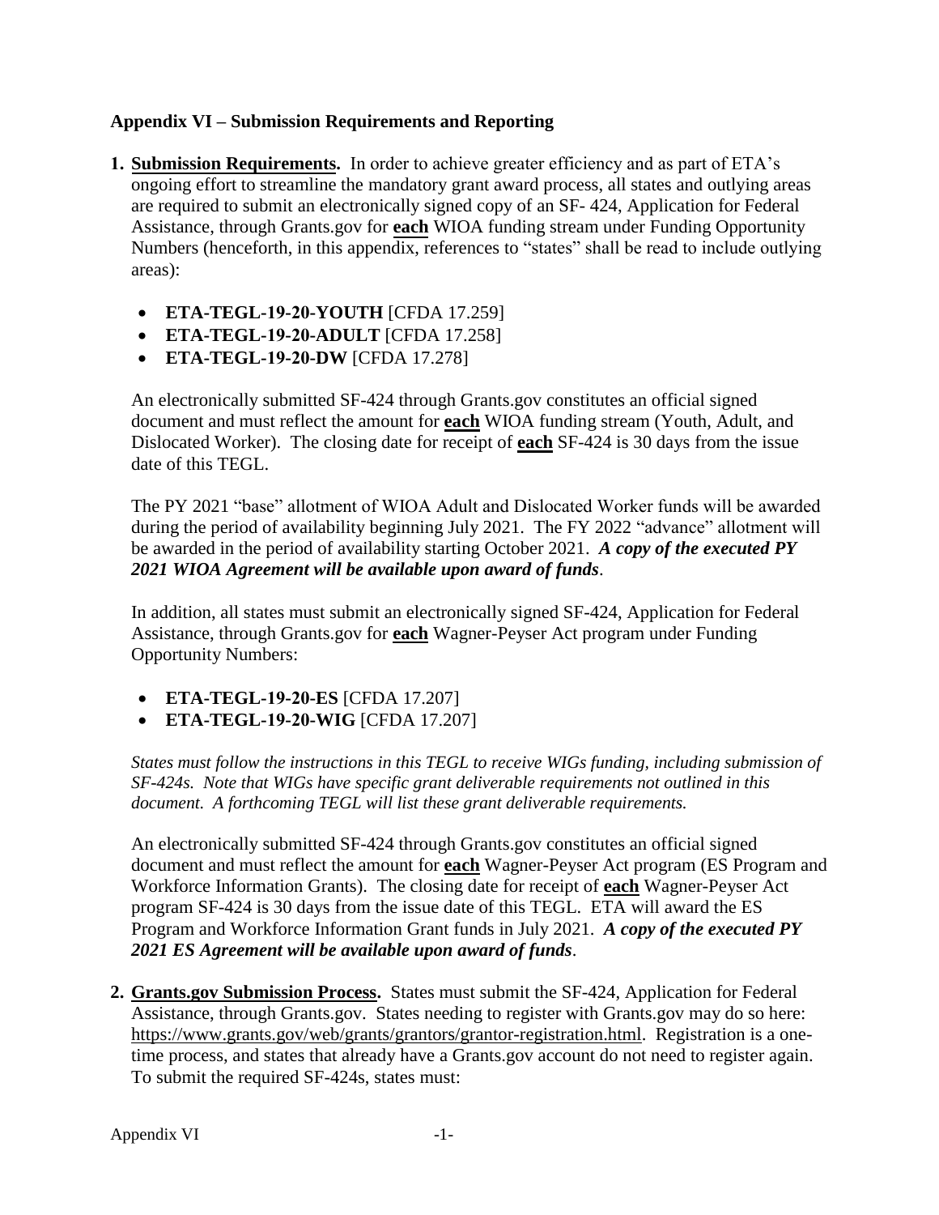## Appendix VI – Submission Requirements and Reporting

1. **Submission Requirements.** In order to achieve greater efficiency and as part of ETA's ongoing effort to streamline the mandatory grant award process, all states and outlying areas are required to submit an electronically signed copy of an SF- 424, Application for Federal Assistance, through Grants.gov for **each** WIOA funding stream under Funding Opportunity Numbers (henceforth, in this appendix, references to "states" shall be read to include outlying areas):

   - **ETA-TEGL-19-20-YOUTH** [CFDA 17.259]
   - **ETA-TEGL-19-20-ADULT** [CFDA 17.258]
   - **ETA-TEGL-19-20-DW** [CFDA 17.278]

   An electronically submitted SF-424 through Grants.gov constitutes an official signed document and must reflect the amount for **each** WIOA funding stream (Youth, Adult, and Dislocated Worker). The closing date for receipt of **each** SF-424 is 30 days from the issue date of this TEGL.

   The PY 2021 "base" allotment of WIOA Adult and Dislocated Worker funds will be awarded during the period of availability beginning July 2021. The FY 2022 "advance" allotment will be awarded in the period of availability starting October 2021. ***A copy of the executed PY 2021 WIOA Agreement will be available upon award of funds***.

   In addition, all states must submit an electronically signed SF-424, Application for Federal Assistance, through Grants.gov for **each** Wagner-Peyser Act program under Funding Opportunity Numbers:

   - **ETA-TEGL-19-20-ES** [CFDA 17.207]
   - **ETA-TEGL-19-20-WIG** [CFDA 17.207]

   *States must follow the instructions in this TEGL to receive WIGs funding, including submission of SF-424s. Note that WIGs have specific grant deliverable requirements not outlined in this document. A forthcoming TEGL will list these grant deliverable requirements.*

   An electronically submitted SF-424 through Grants.gov constitutes an official signed document and must reflect the amount for **each** Wagner-Peyser Act program (ES Program and Workforce Information Grants). The closing date for receipt of **each** Wagner-Peyser Act program SF-424 is 30 days from the issue date of this TEGL. ETA will award the ES Program and Workforce Information Grant funds in July 2021. ***A copy of the executed PY 2021 ES Agreement will be available upon award of funds***.

2. **Grants.gov Submission Process.** States must submit the SF-424, Application for Federal Assistance, through Grants.gov. States needing to register with Grants.gov may do so here: https://www.grants.gov/web/grants/grantors/grantor-registration.html. Registration is a one-time process, and states that already have a Grants.gov account do not need to register again. To submit the required SF-424s, states must: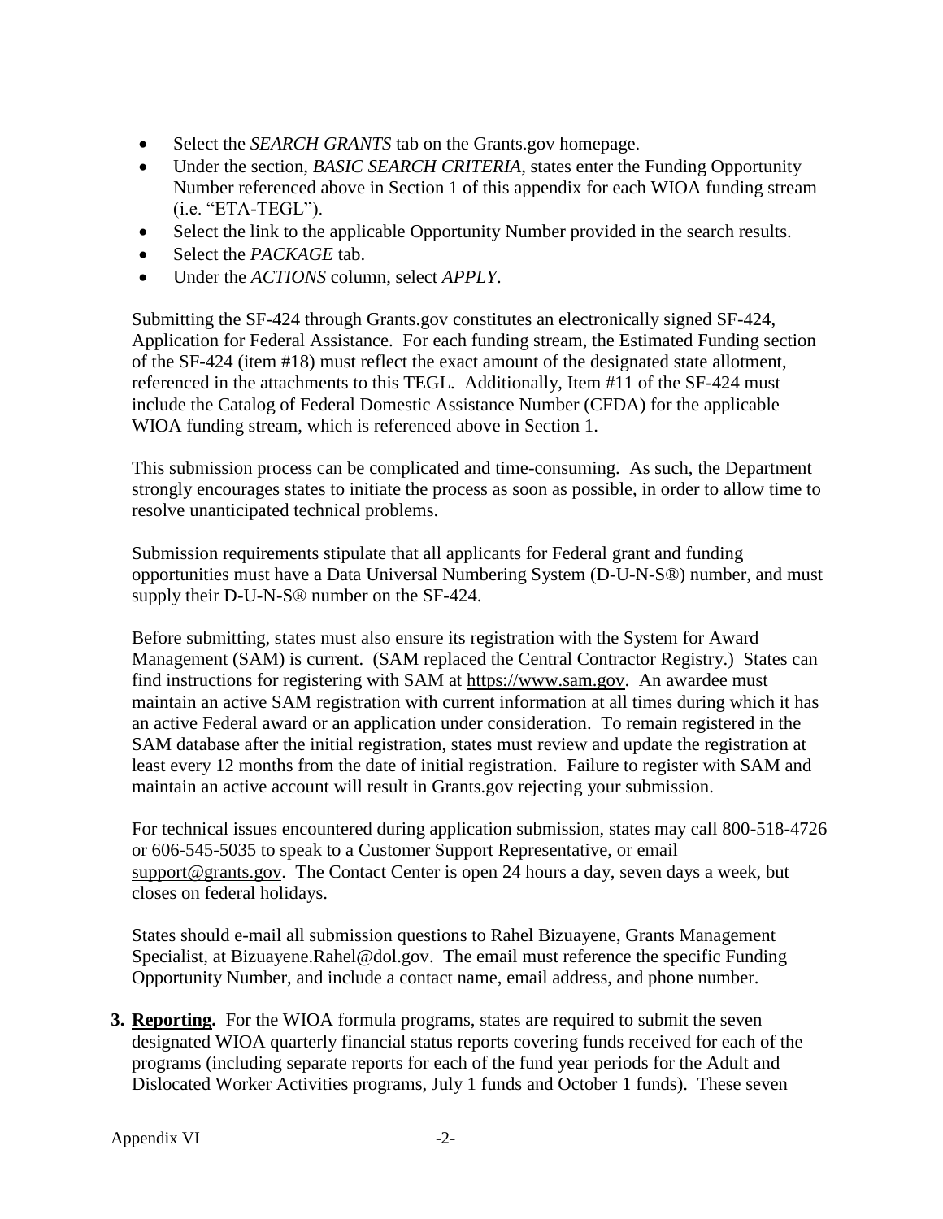- Select the *SEARCH GRANTS* tab on the Grants.gov homepage.
- Under the section, *BASIC SEARCH CRITERIA*, states enter the Funding Opportunity Number referenced above in Section 1 of this appendix for each WIOA funding stream (i.e. "ETA-TEGL").
- Select the link to the applicable Opportunity Number provided in the search results.
- Select the *PACKAGE* tab.
- Under the *ACTIONS* column, select *APPLY*.

Submitting the SF-424 through Grants.gov constitutes an electronically signed SF-424, Application for Federal Assistance. For each funding stream, the Estimated Funding section of the SF-424 (item #18) must reflect the exact amount of the designated state allotment, referenced in the attachments to this TEGL. Additionally, Item #11 of the SF-424 must include the Catalog of Federal Domestic Assistance Number (CFDA) for the applicable WIOA funding stream, which is referenced above in Section 1.

This submission process can be complicated and time-consuming. As such, the Department strongly encourages states to initiate the process as soon as possible, in order to allow time to resolve unanticipated technical problems.

Submission requirements stipulate that all applicants for Federal grant and funding opportunities must have a Data Universal Numbering System (D-U-N-S®) number, and must supply their D-U-N-S® number on the SF-424.

Before submitting, states must also ensure its registration with the System for Award Management (SAM) is current. (SAM replaced the Central Contractor Registry.) States can find instructions for registering with SAM at https://www.sam.gov. An awardee must maintain an active SAM registration with current information at all times during which it has an active Federal award or an application under consideration. To remain registered in the SAM database after the initial registration, states must review and update the registration at least every 12 months from the date of initial registration. Failure to register with SAM and maintain an active account will result in Grants.gov rejecting your submission.

For technical issues encountered during application submission, states may call 800-518-4726 or 606-545-5035 to speak to a Customer Support Representative, or email support@grants.gov. The Contact Center is open 24 hours a day, seven days a week, but closes on federal holidays.

States should e-mail all submission questions to Rahel Bizuayene, Grants Management Specialist, at Bizuayene.Rahel@dol.gov. The email must reference the specific Funding Opportunity Number, and include a contact name, email address, and phone number.

3. **Reporting.** For the WIOA formula programs, states are required to submit the seven designated WIOA quarterly financial status reports covering funds received for each of the programs (including separate reports for each of the fund year periods for the Adult and Dislocated Worker Activities programs, July 1 funds and October 1 funds). These seven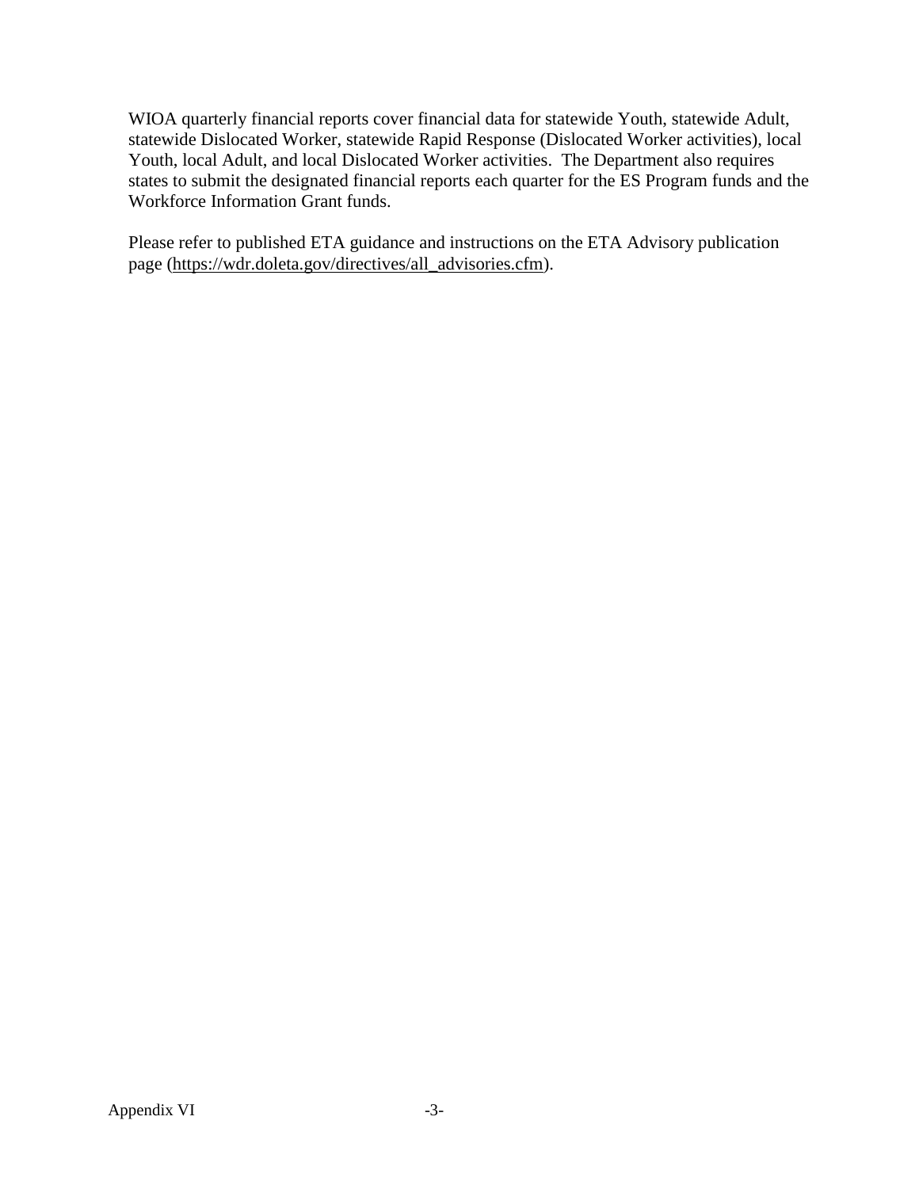WIOA quarterly financial reports cover financial data for statewide Youth, statewide Adult, statewide Dislocated Worker, statewide Rapid Response (Dislocated Worker activities), local Youth, local Adult, and local Dislocated Worker activities. The Department also requires states to submit the designated financial reports each quarter for the ES Program funds and the Workforce Information Grant funds.

Please refer to published ETA guidance and instructions on the ETA Advisory publication page (https://wdr.doleta.gov/directives/all_advisories.cfm).